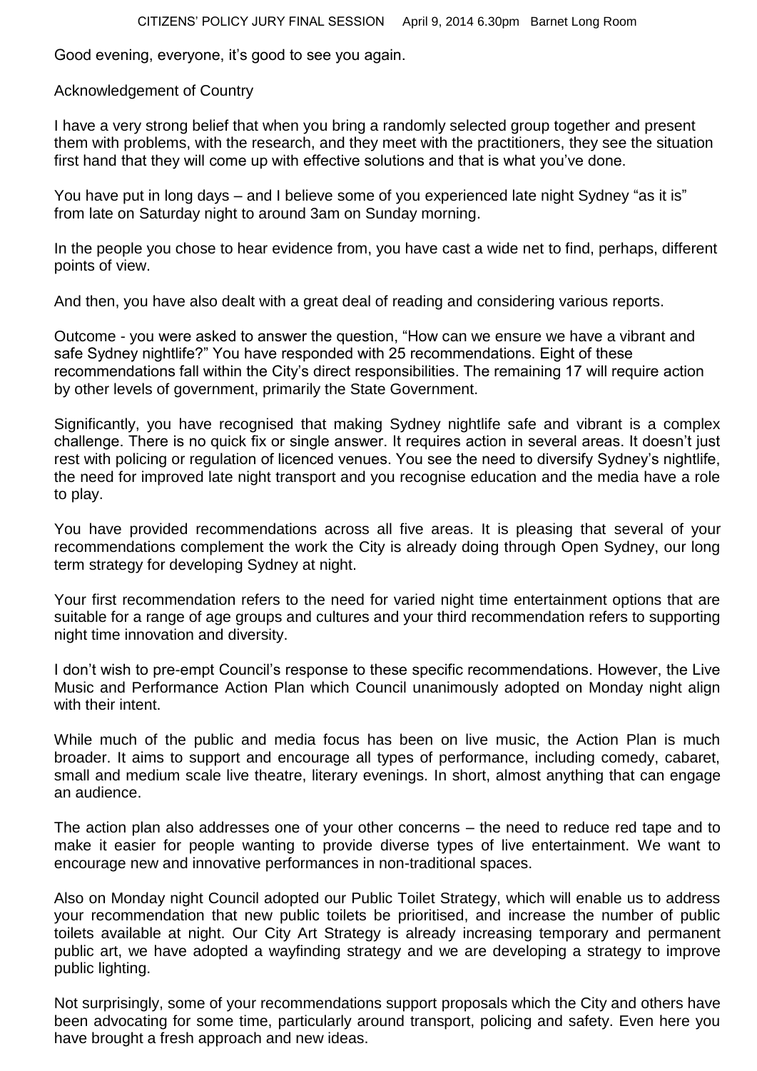CITIZENS' POLICY JURY FINAL SESSION    April 9, 2014 6.30pm   Barnet Long Room

Good evening, everyone, it's good to see you again.

Acknowledgement of Country

I have a very strong belief that when you bring a randomly selected group together and present them with problems, with the research, and they meet with the practitioners, they see the situation first hand that they will come up with effective solutions and that is what you've done.

You have put in long days – and I believe some of you experienced late night Sydney "as it is" from late on Saturday night to around 3am on Sunday morning.

In the people you chose to hear evidence from, you have cast a wide net to find, perhaps, different points of view.

And then, you have also dealt with a great deal of reading and considering various reports.

Outcome - you were asked to answer the question, "How can we ensure we have a vibrant and safe Sydney nightlife?" You have responded with 25 recommendations. Eight of these recommendations fall within the City's direct responsibilities. The remaining 17 will require action by other levels of government, primarily the State Government.

Significantly, you have recognised that making Sydney nightlife safe and vibrant is a complex challenge. There is no quick fix or single answer. It requires action in several areas. It doesn't just rest with policing or regulation of licenced venues. You see the need to diversify Sydney's nightlife, the need for improved late night transport and you recognise education and the media have a role to play.

You have provided recommendations across all five areas. It is pleasing that several of your recommendations complement the work the City is already doing through Open Sydney, our long term strategy for developing Sydney at night.

Your first recommendation refers to the need for varied night time entertainment options that are suitable for a range of age groups and cultures and your third recommendation refers to supporting night time innovation and diversity.

I don't wish to pre-empt Council's response to these specific recommendations. However, the Live Music and Performance Action Plan which Council unanimously adopted on Monday night align with their intent.

While much of the public and media focus has been on live music, the Action Plan is much broader. It aims to support and encourage all types of performance, including comedy, cabaret, small and medium scale live theatre, literary evenings. In short, almost anything that can engage an audience.

The action plan also addresses one of your other concerns – the need to reduce red tape and to make it easier for people wanting to provide diverse types of live entertainment. We want to encourage new and innovative performances in non-traditional spaces.

Also on Monday night Council adopted our Public Toilet Strategy, which will enable us to address your recommendation that new public toilets be prioritised, and increase the number of public toilets available at night. Our City Art Strategy is already increasing temporary and permanent public art, we have adopted a wayfinding strategy and we are developing a strategy to improve public lighting.

Not surprisingly, some of your recommendations support proposals which the City and others have been advocating for some time, particularly around transport, policing and safety. Even here you have brought a fresh approach and new ideas.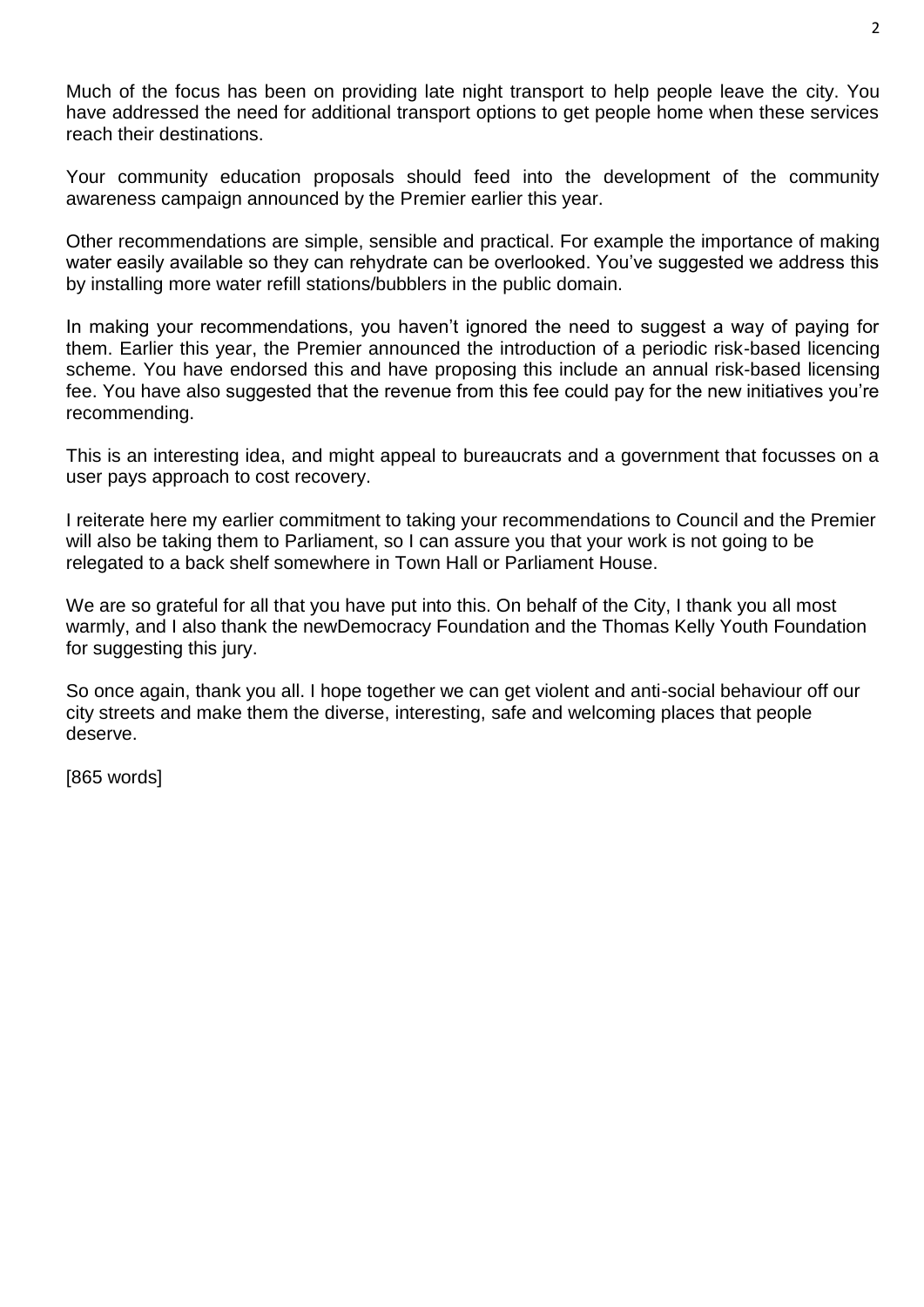Much of the focus has been on providing late night transport to help people leave the city. You have addressed the need for additional transport options to get people home when these services reach their destinations.

Your community education proposals should feed into the development of the community awareness campaign announced by the Premier earlier this year.

Other recommendations are simple, sensible and practical. For example the importance of making water easily available so they can rehydrate can be overlooked. You've suggested we address this by installing more water refill stations/bubblers in the public domain.

In making your recommendations, you haven't ignored the need to suggest a way of paying for them. Earlier this year, the Premier announced the introduction of a periodic risk-based licencing scheme. You have endorsed this and have proposing this include an annual risk-based licensing fee. You have also suggested that the revenue from this fee could pay for the new initiatives you're recommending.

This is an interesting idea, and might appeal to bureaucrats and a government that focusses on a user pays approach to cost recovery.

I reiterate here my earlier commitment to taking your recommendations to Council and the Premier will also be taking them to Parliament, so I can assure you that your work is not going to be relegated to a back shelf somewhere in Town Hall or Parliament House.

We are so grateful for all that you have put into this. On behalf of the City, I thank you all most warmly, and I also thank the newDemocracy Foundation and the Thomas Kelly Youth Foundation for suggesting this jury.

So once again, thank you all. I hope together we can get violent and anti-social behaviour off our city streets and make them the diverse, interesting, safe and welcoming places that people deserve.

[865 words]